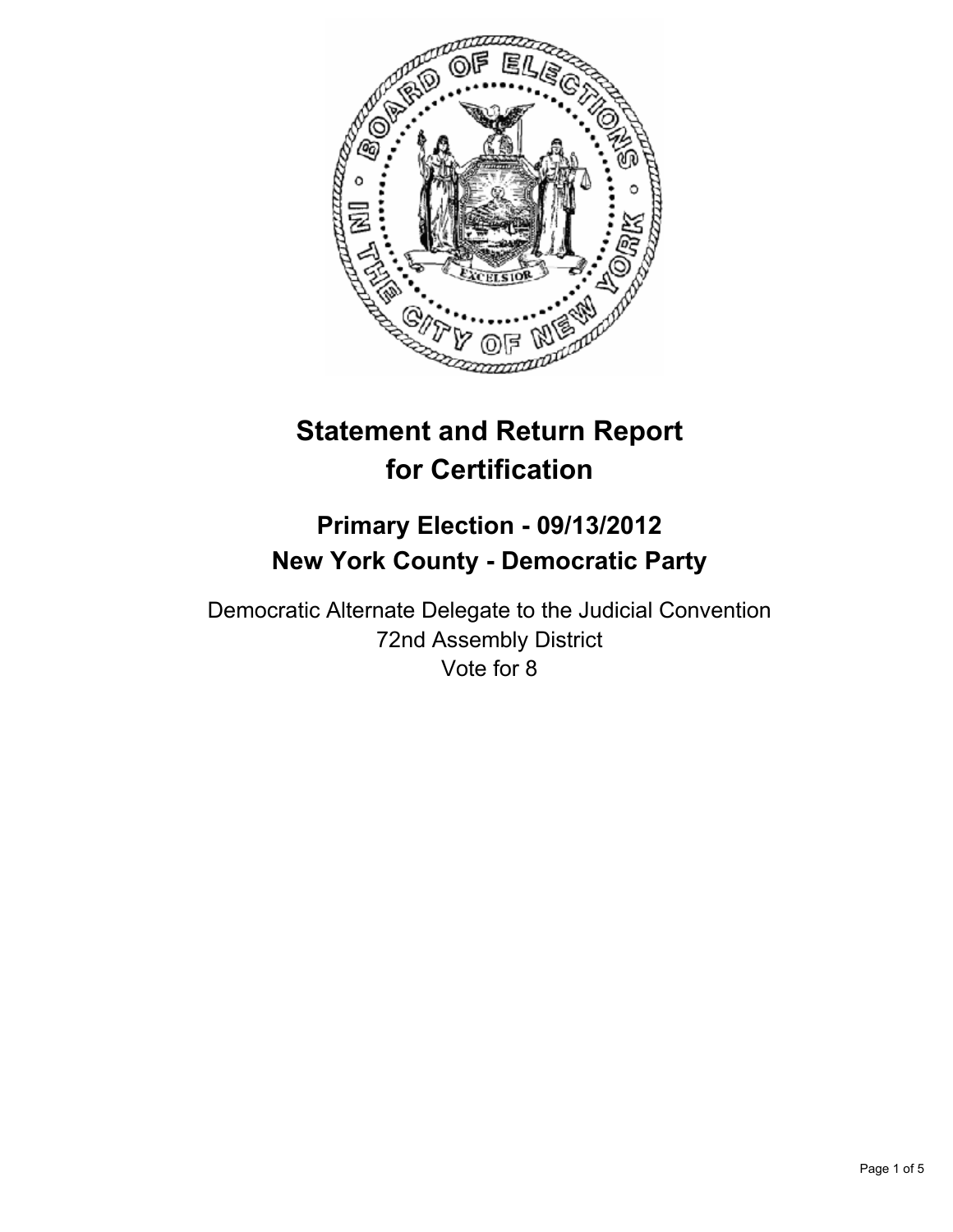# Statement and Return Report for Certification

## Primary Election - 09/13/2012
## New York County - Democratic Party

Democratic Alternate Delegate to the Judicial Convention
72nd Assembly District
Vote for 8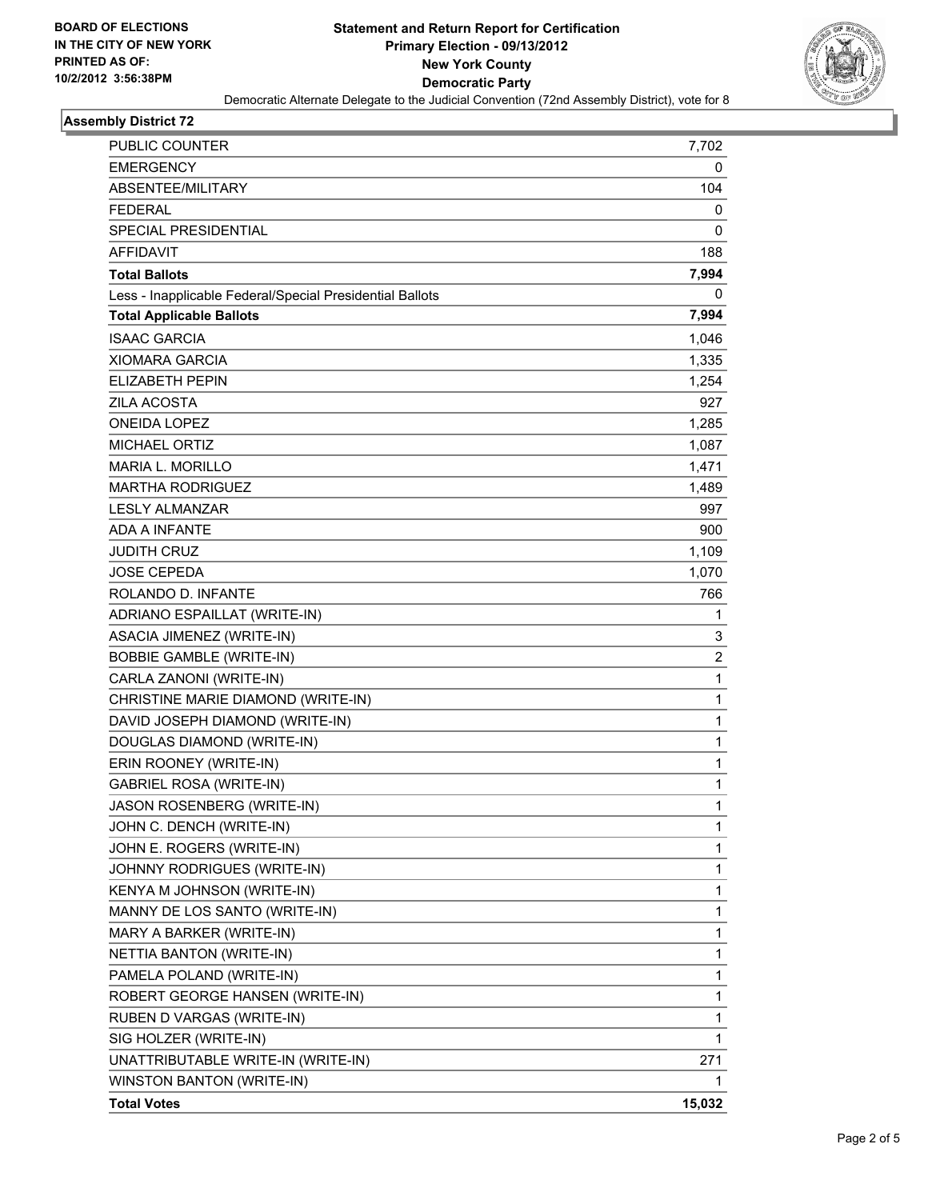BOARD OF ELECTIONS
IN THE CITY OF NEW YORK
PRINTED AS OF:
10/2/2012 3:56:38PM

# Statement and Return Report for Certification
## Primary Election - 09/13/2012
## New York County
## Democratic Party

Democratic Alternate Delegate to the Judicial Convention (72nd Assembly District), vote for 8

### Assembly District 72

| | |
|---|---|
| PUBLIC COUNTER | 7,702 |
| EMERGENCY | 0 |
| ABSENTEE/MILITARY | 104 |
| FEDERAL | 0 |
| SPECIAL PRESIDENTIAL | 0 |
| AFFIDAVIT | 188 |
| **Total Ballots** | **7,994** |
| Less - Inapplicable Federal/Special Presidential Ballots | 0 |
| **Total Applicable Ballots** | **7,994** |
| ISAAC GARCIA | 1,046 |
| XIOMARA GARCIA | 1,335 |
| ELIZABETH PEPIN | 1,254 |
| ZILA ACOSTA | 927 |
| ONEIDA LOPEZ | 1,285 |
| MICHAEL ORTIZ | 1,087 |
| MARIA L. MORILLO | 1,471 |
| MARTHA RODRIGUEZ | 1,489 |
| LESLY ALMANZAR | 997 |
| ADA A INFANTE | 900 |
| JUDITH CRUZ | 1,109 |
| JOSE CEPEDA | 1,070 |
| ROLANDO D. INFANTE | 766 |
| ADRIANO ESPAILLAT (WRITE-IN) | 1 |
| ASACIA JIMENEZ (WRITE-IN) | 3 |
| BOBBIE GAMBLE (WRITE-IN) | 2 |
| CARLA ZANONI (WRITE-IN) | 1 |
| CHRISTINE MARIE DIAMOND (WRITE-IN) | 1 |
| DAVID JOSEPH DIAMOND (WRITE-IN) | 1 |
| DOUGLAS DIAMOND (WRITE-IN) | 1 |
| ERIN ROONEY (WRITE-IN) | 1 |
| GABRIEL ROSA (WRITE-IN) | 1 |
| JASON ROSENBERG (WRITE-IN) | 1 |
| JOHN C. DENCH (WRITE-IN) | 1 |
| JOHN E. ROGERS (WRITE-IN) | 1 |
| JOHNNY RODRIGUES (WRITE-IN) | 1 |
| KENYA M JOHNSON (WRITE-IN) | 1 |
| MANNY DE LOS SANTO (WRITE-IN) | 1 |
| MARY A BARKER (WRITE-IN) | 1 |
| NETTIA BANTON (WRITE-IN) | 1 |
| PAMELA POLAND (WRITE-IN) | 1 |
| ROBERT GEORGE HANSEN (WRITE-IN) | 1 |
| RUBEN D VARGAS (WRITE-IN) | 1 |
| SIG HOLZER (WRITE-IN) | 1 |
| UNATTRIBUTABLE WRITE-IN (WRITE-IN) | 271 |
| WINSTON BANTON (WRITE-IN) | 1 |
| **Total Votes** | **15,032** |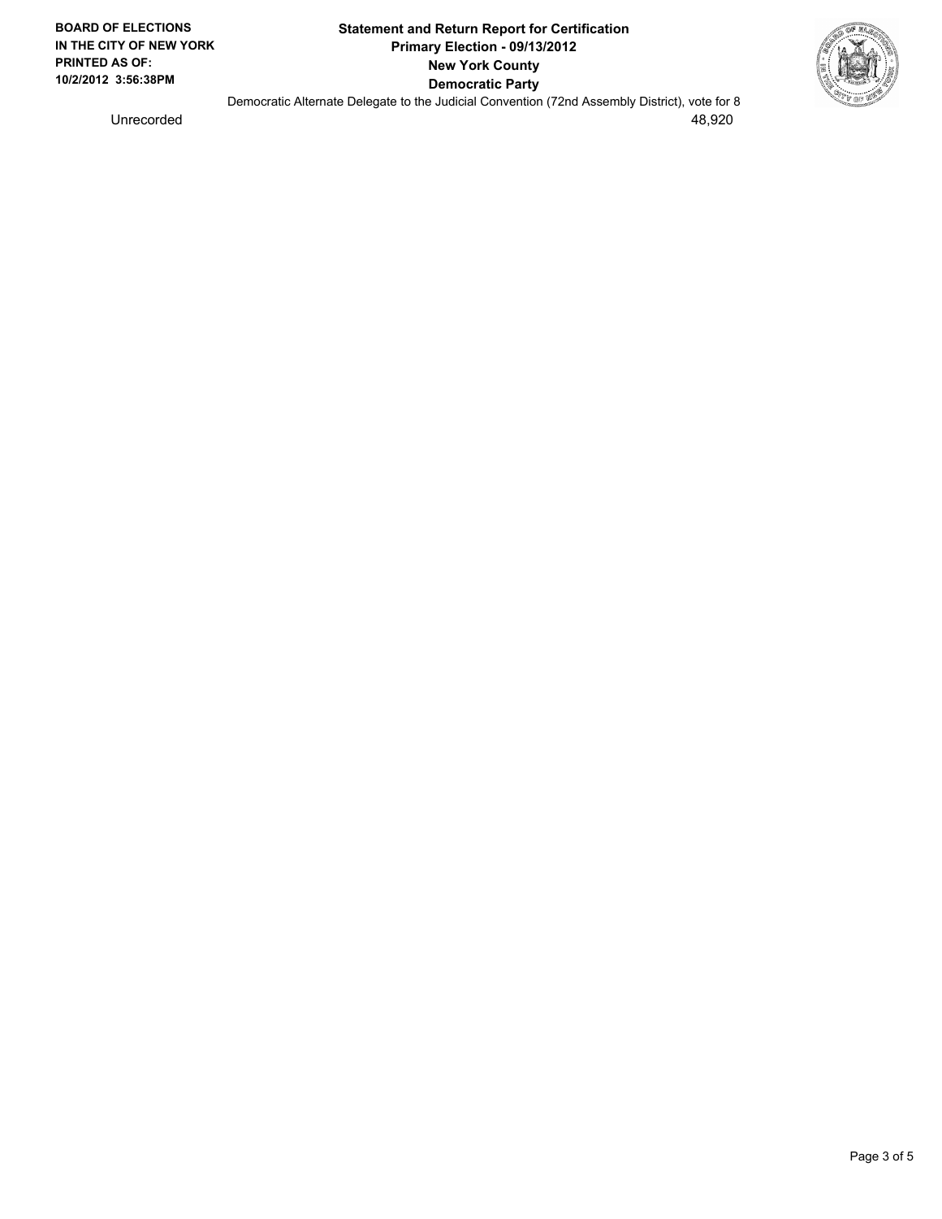**BOARD OF ELECTIONS IN THE CITY OF NEW YORK PRINTED AS OF: 10/2/2012 3:56:38PM**

**Statement and Return Report for Certification**
**Primary Election - 09/13/2012**
**New York County**
**Democratic Party**

Democratic Alternate Delegate to the Judicial Convention (72nd Assembly District), vote for 8

| | |
|---|---|
| Unrecorded | 48,920 |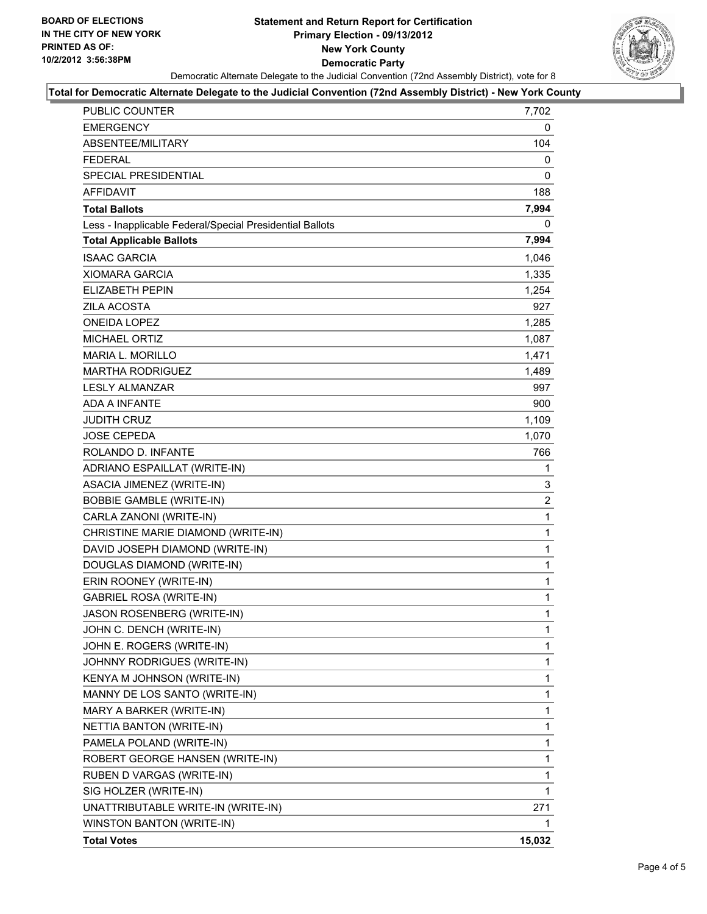BOARD OF ELECTIONS
IN THE CITY OF NEW YORK
PRINTED AS OF:
10/2/2012 3:56:38PM

# Statement and Return Report for Certification
## Primary Election - 09/13/2012
## New York County
## Democratic Party

Democratic Alternate Delegate to the Judicial Convention (72nd Assembly District), vote for 8

**Total for Democratic Alternate Delegate to the Judicial Convention (72nd Assembly District) - New York County**

| | |
|---|---|
| PUBLIC COUNTER | 7,702 |
| EMERGENCY | 0 |
| ABSENTEE/MILITARY | 104 |
| FEDERAL | 0 |
| SPECIAL PRESIDENTIAL | 0 |
| AFFIDAVIT | 188 |
| **Total Ballots** | **7,994** |
| Less - Inapplicable Federal/Special Presidential Ballots | 0 |
| **Total Applicable Ballots** | **7,994** |
| ISAAC GARCIA | 1,046 |
| XIOMARA GARCIA | 1,335 |
| ELIZABETH PEPIN | 1,254 |
| ZILA ACOSTA | 927 |
| ONEIDA LOPEZ | 1,285 |
| MICHAEL ORTIZ | 1,087 |
| MARIA L. MORILLO | 1,471 |
| MARTHA RODRIGUEZ | 1,489 |
| LESLY ALMANZAR | 997 |
| ADA A INFANTE | 900 |
| JUDITH CRUZ | 1,109 |
| JOSE CEPEDA | 1,070 |
| ROLANDO D. INFANTE | 766 |
| ADRIANO ESPAILLAT (WRITE-IN) | 1 |
| ASACIA JIMENEZ (WRITE-IN) | 3 |
| BOBBIE GAMBLE (WRITE-IN) | 2 |
| CARLA ZANONI (WRITE-IN) | 1 |
| CHRISTINE MARIE DIAMOND (WRITE-IN) | 1 |
| DAVID JOSEPH DIAMOND (WRITE-IN) | 1 |
| DOUGLAS DIAMOND (WRITE-IN) | 1 |
| ERIN ROONEY (WRITE-IN) | 1 |
| GABRIEL ROSA (WRITE-IN) | 1 |
| JASON ROSENBERG (WRITE-IN) | 1 |
| JOHN C. DENCH (WRITE-IN) | 1 |
| JOHN E. ROGERS (WRITE-IN) | 1 |
| JOHNNY RODRIGUES (WRITE-IN) | 1 |
| KENYA M JOHNSON (WRITE-IN) | 1 |
| MANNY DE LOS SANTO (WRITE-IN) | 1 |
| MARY A BARKER (WRITE-IN) | 1 |
| NETTIA BANTON (WRITE-IN) | 1 |
| PAMELA POLAND (WRITE-IN) | 1 |
| ROBERT GEORGE HANSEN (WRITE-IN) | 1 |
| RUBEN D VARGAS (WRITE-IN) | 1 |
| SIG HOLZER (WRITE-IN) | 1 |
| UNATTRIBUTABLE WRITE-IN (WRITE-IN) | 271 |
| WINSTON BANTON (WRITE-IN) | 1 |
| **Total Votes** | **15,032** |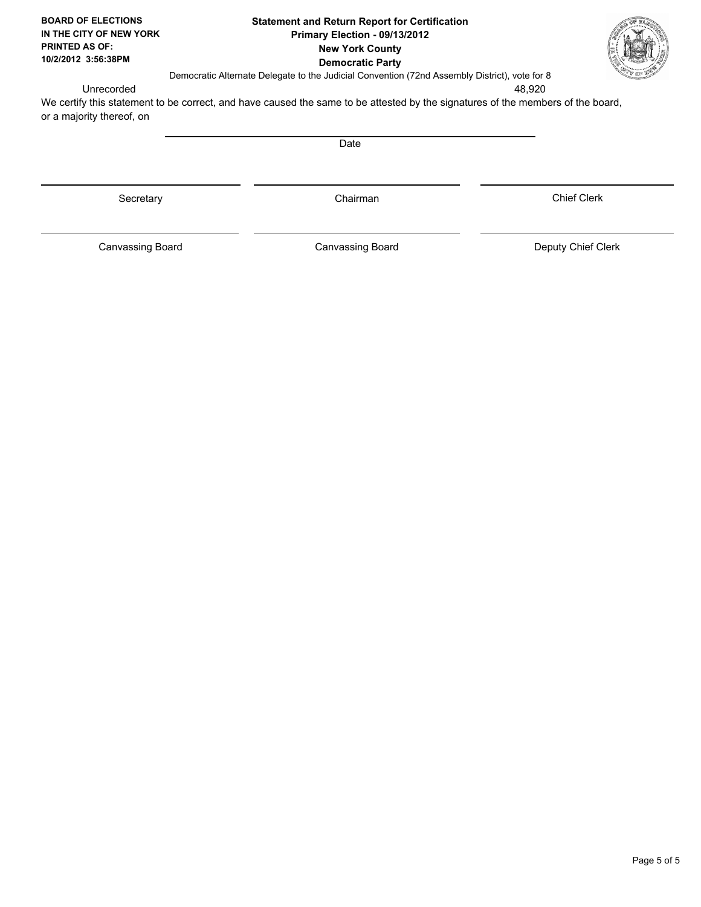**BOARD OF ELECTIONS IN THE CITY OF NEW YORK**
**PRINTED AS OF:**
**10/2/2012 3:56:38PM**

**Statement and Return Report for Certification**
**Primary Election - 09/13/2012**
**New York County**
**Democratic Party**

Democratic Alternate Delegate to the Judicial Convention (72nd Assembly District), vote for 8

| | |
|---|---|
| Unrecorded | 48,920 |

We certify this statement to be correct, and have caused the same to be attested by the signatures of the members of the board, or a majority thereof, on

______________________________
Date

| | | |
|---|---|---|
| Secretary | Chairman | Chief Clerk |
| Canvassing Board | Canvassing Board | Deputy Chief Clerk |